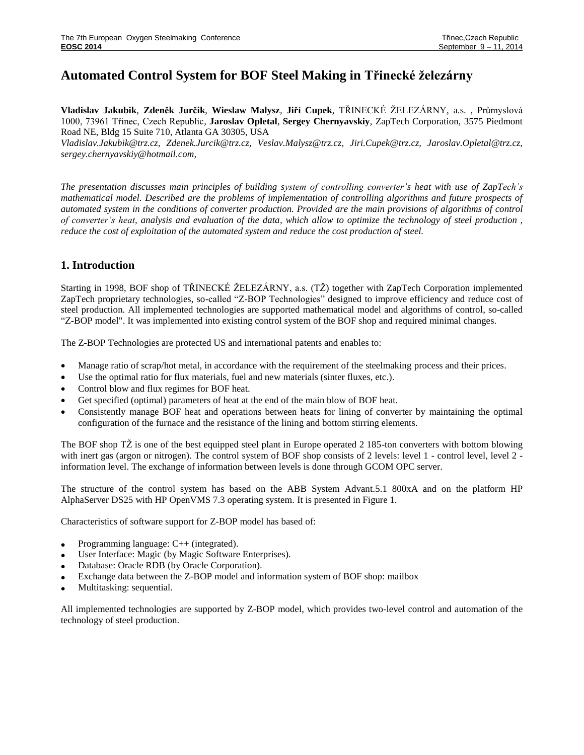# Automated Control System for BOF Steel Making in Třinecké železárny

**Vladislav Jakubik**, **Zdeněk Jurčik**, **Wieslaw Malysz**, **Jiří Cupek**, TŘINECKÉ ŽELEZÁRNY, a.s. , Průmyslová 1000, 73961 Třinec, Czech Republic, **Jaroslav Opletal**, **Sergey Chernyavskiy**, ZapTech Corporation, 3575 Piedmont Road NE, Bldg 15 Suite 710, Atlanta GA 30305, USA

*Vladislav.Jakubik@trz.cz, Zdenek.Jurcik@trz.cz, Veslav.Malysz@trz.cz, Jiri.Cupek@trz.cz, Jaroslav.Opletal@trz.cz, sergey.chernyavskiy@hotmail.com,*

*The presentation discusses main principles of building system of controlling converter's heat with use of ZapTech's mathematical model. Described are the problems of implementation of controlling algorithms and future prospects of automated system in the conditions of converter production. Provided are the main provisions of algorithms of control of converter's heat, analysis and evaluation of the data, which allow to optimize the technology of steel production , reduce the cost of exploitation of the automated system and reduce the cost production of steel.*

## 1. Introduction

Starting in 1998, BOF shop of TŘINECKÉ ŽELEZÁRNY, a.s. (TŽ) together with ZapTech Corporation implemented ZapTech proprietary technologies, so-called "Z-BOP Technologies" designed to improve efficiency and reduce cost of steel production. All implemented technologies are supported mathematical model and algorithms of control, so-called "Z-BOP model". It was implemented into existing control system of the BOF shop and required minimal changes.

The Z-BOP Technologies are protected US and international patents and enables to:

- Manage ratio of scrap/hot metal, in accordance with the requirement of the steelmaking process and their prices.
- Use the optimal ratio for flux materials, fuel and new materials (sinter fluxes, etc.).
- Control blow and flux regimes for BOF heat.
- Get specified (optimal) parameters of heat at the end of the main blow of BOF heat.
- Consistently manage BOF heat and operations between heats for lining of converter by maintaining the optimal configuration of the furnace and the resistance of the lining and bottom stirring elements.

The BOF shop TŽ is one of the best equipped steel plant in Europe operated 2 185-ton converters with bottom blowing with inert gas (argon or nitrogen). The control system of BOF shop consists of 2 levels: level 1 - control level, level 2 - information level. The exchange of information between levels is done through GCOM OPC server.

The structure of the control system has based on the ABB System Advant.5.1 800xA and on the platform HP AlphaServer DS25 with HP OpenVMS 7.3 operating system. It is presented in Figure 1.

Characteristics of software support for Z-BOP model has based of:

- Programming language: C++ (integrated).
- User Interface: Magic (by Magic Software Enterprises).
- Database: Oracle RDB (by Oracle Corporation).
- Exchange data between the Z-BOP model and information system of BOF shop: mailbox
- Multitasking: sequential.

All implemented technologies are supported by Z-BOP model, which provides two-level control and automation of the technology of steel production.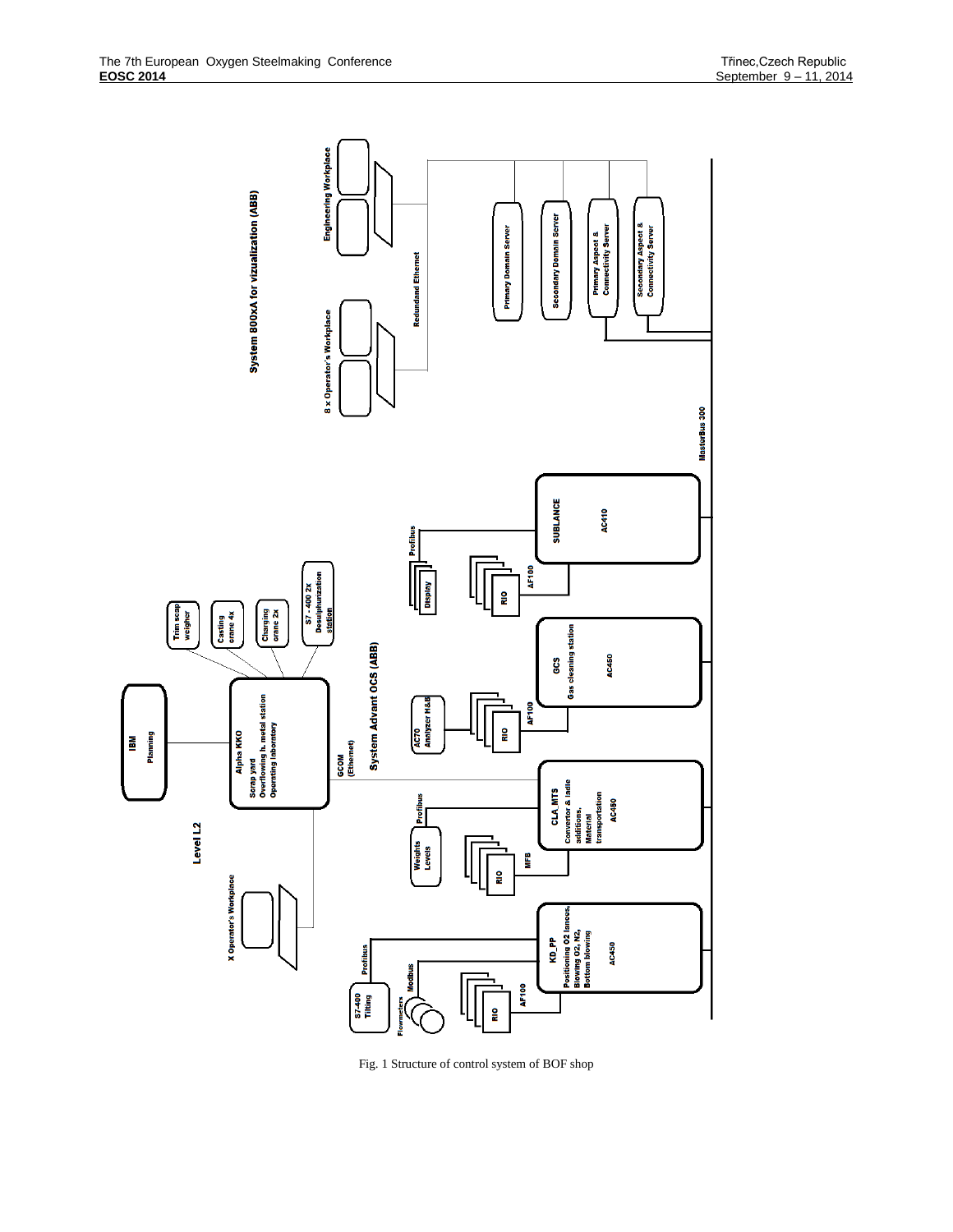Fig. 1 Structure of control system of BOF shop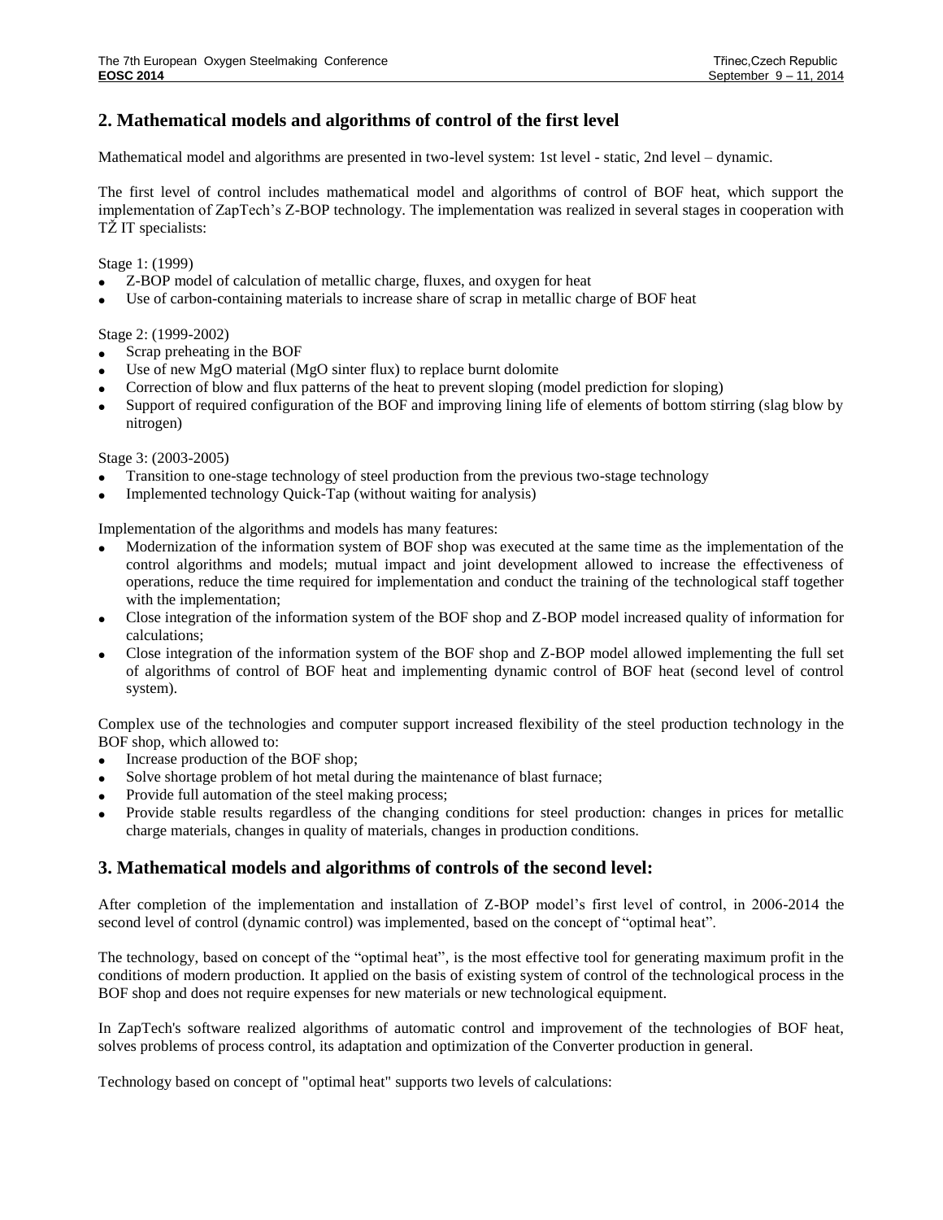## 2. Mathematical models and algorithms of control of the first level

Mathematical model and algorithms are presented in two-level system: 1st level - static, 2nd level – dynamic.

The first level of control includes mathematical model and algorithms of control of BOF heat, which support the implementation of ZapTech's Z-BOP technology. The implementation was realized in several stages in cooperation with TŽ IT specialists:

Stage 1: (1999)

- Z-BOP model of calculation of metallic charge, fluxes, and oxygen for heat
- Use of carbon-containing materials to increase share of scrap in metallic charge of BOF heat

Stage 2: (1999-2002)

- Scrap preheating in the BOF
- Use of new MgO material (MgO sinter flux) to replace burnt dolomite
- Correction of blow and flux patterns of the heat to prevent sloping (model prediction for sloping)
- Support of required configuration of the BOF and improving lining life of elements of bottom stirring (slag blow by nitrogen)

Stage 3: (2003-2005)

- Transition to one-stage technology of steel production from the previous two-stage technology
- Implemented technology Quick-Tap (without waiting for analysis)

Implementation of the algorithms and models has many features:

- Modernization of the information system of BOF shop was executed at the same time as the implementation of the control algorithms and models; mutual impact and joint development allowed to increase the effectiveness of operations, reduce the time required for implementation and conduct the training of the technological staff together with the implementation;
- Close integration of the information system of the BOF shop and Z-BOP model increased quality of information for calculations;
- Close integration of the information system of the BOF shop and Z-BOP model allowed implementing the full set of algorithms of control of BOF heat and implementing dynamic control of BOF heat (second level of control system).

Complex use of the technologies and computer support increased flexibility of the steel production technology in the BOF shop, which allowed to:

- Increase production of the BOF shop;
- Solve shortage problem of hot metal during the maintenance of blast furnace;
- Provide full automation of the steel making process;
- Provide stable results regardless of the changing conditions for steel production: changes in prices for metallic charge materials, changes in quality of materials, changes in production conditions.

## 3. Mathematical models and algorithms of controls of the second level:

After completion of the implementation and installation of Z-BOP model's first level of control, in 2006-2014 the second level of control (dynamic control) was implemented, based on the concept of "optimal heat".

The technology, based on concept of the "optimal heat", is the most effective tool for generating maximum profit in the conditions of modern production. It applied on the basis of existing system of control of the technological process in the BOF shop and does not require expenses for new materials or new technological equipment.

In ZapTech's software realized algorithms of automatic control and improvement of the technologies of BOF heat, solves problems of process control, its adaptation and optimization of the Converter production in general.

Technology based on concept of "optimal heat" supports two levels of calculations: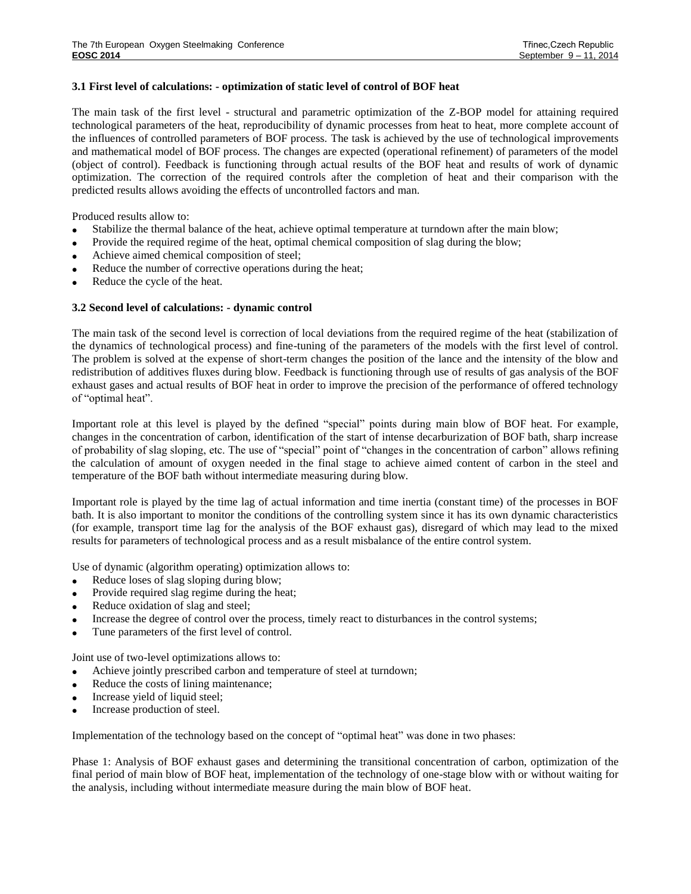### 3.1 First level of calculations: - optimization of static level of control of BOF heat

The main task of the first level - structural and parametric optimization of the Z-BOP model for attaining required technological parameters of the heat, reproducibility of dynamic processes from heat to heat, more complete account of the influences of controlled parameters of BOF process. The task is achieved by the use of technological improvements and mathematical model of BOF process. The changes are expected (operational refinement) of parameters of the model (object of control). Feedback is functioning through actual results of the BOF heat and results of work of dynamic optimization. The correction of the required controls after the completion of heat and their comparison with the predicted results allows avoiding the effects of uncontrolled factors and man.

Produced results allow to:

- Stabilize the thermal balance of the heat, achieve optimal temperature at turndown after the main blow;
- Provide the required regime of the heat, optimal chemical composition of slag during the blow;
- Achieve aimed chemical composition of steel;
- Reduce the number of corrective operations during the heat;
- Reduce the cycle of the heat.

### 3.2 Second level of calculations: - dynamic control

The main task of the second level is correction of local deviations from the required regime of the heat (stabilization of the dynamics of technological process) and fine-tuning of the parameters of the models with the first level of control. The problem is solved at the expense of short-term changes the position of the lance and the intensity of the blow and redistribution of additives fluxes during blow. Feedback is functioning through use of results of gas analysis of the BOF exhaust gases and actual results of BOF heat in order to improve the precision of the performance of offered technology of "optimal heat".

Important role at this level is played by the defined "special" points during main blow of BOF heat. For example, changes in the concentration of carbon, identification of the start of intense decarburization of BOF bath, sharp increase of probability of slag sloping, etc. The use of "special" point of "changes in the concentration of carbon" allows refining the calculation of amount of oxygen needed in the final stage to achieve aimed content of carbon in the steel and temperature of the BOF bath without intermediate measuring during blow.

Important role is played by the time lag of actual information and time inertia (constant time) of the processes in BOF bath. It is also important to monitor the conditions of the controlling system since it has its own dynamic characteristics (for example, transport time lag for the analysis of the BOF exhaust gas), disregard of which may lead to the mixed results for parameters of technological process and as a result misbalance of the entire control system.

Use of dynamic (algorithm operating) optimization allows to:

- Reduce loses of slag sloping during blow;
- Provide required slag regime during the heat;
- Reduce oxidation of slag and steel;
- Increase the degree of control over the process, timely react to disturbances in the control systems;
- Tune parameters of the first level of control.

Joint use of two-level optimizations allows to:

- Achieve jointly prescribed carbon and temperature of steel at turndown;
- Reduce the costs of lining maintenance;
- Increase yield of liquid steel;
- Increase production of steel.

Implementation of the technology based on the concept of "optimal heat" was done in two phases:

Phase 1: Analysis of BOF exhaust gases and determining the transitional concentration of carbon, optimization of the final period of main blow of BOF heat, implementation of the technology of one-stage blow with or without waiting for the analysis, including without intermediate measure during the main blow of BOF heat.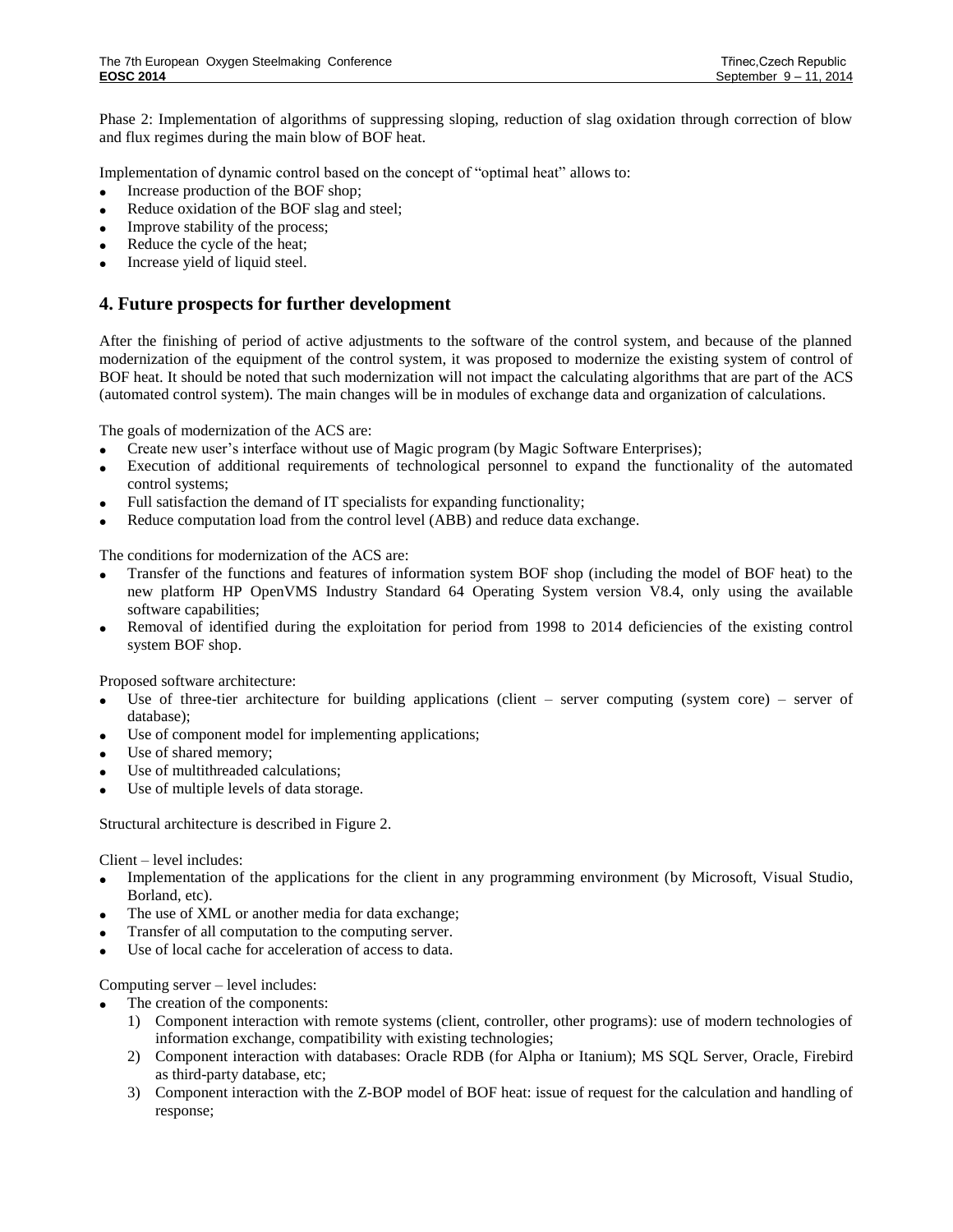Phase 2: Implementation of algorithms of suppressing sloping, reduction of slag oxidation through correction of blow and flux regimes during the main blow of BOF heat.

Implementation of dynamic control based on the concept of "optimal heat" allows to:

- Increase production of the BOF shop;
- Reduce oxidation of the BOF slag and steel;
- Improve stability of the process;
- Reduce the cycle of the heat;
- Increase yield of liquid steel.

## 4. Future prospects for further development

After the finishing of period of active adjustments to the software of the control system, and because of the planned modernization of the equipment of the control system, it was proposed to modernize the existing system of control of BOF heat. It should be noted that such modernization will not impact the calculating algorithms that are part of the ACS (automated control system). The main changes will be in modules of exchange data and organization of calculations.

The goals of modernization of the ACS are:

- Create new user's interface without use of Magic program (by Magic Software Enterprises);
- Execution of additional requirements of technological personnel to expand the functionality of the automated control systems;
- Full satisfaction the demand of IT specialists for expanding functionality;
- Reduce computation load from the control level (ABB) and reduce data exchange.

The conditions for modernization of the ACS are:

- Transfer of the functions and features of information system BOF shop (including the model of BOF heat) to the new platform HP OpenVMS Industry Standard 64 Operating System version V8.4, only using the available software capabilities;
- Removal of identified during the exploitation for period from 1998 to 2014 deficiencies of the existing control system BOF shop.

Proposed software architecture:

- Use of three-tier architecture for building applications (client – server computing (system core) – server of database);
- Use of component model for implementing applications;
- Use of shared memory;
- Use of multithreaded calculations;
- Use of multiple levels of data storage.

Structural architecture is described in Figure 2.

Client – level includes:

- Implementation of the applications for the client in any programming environment (by Microsoft, Visual Studio, Borland, etc).
- The use of XML or another media for data exchange;
- Transfer of all computation to the computing server.
- Use of local cache for acceleration of access to data.

Computing server – level includes:

- The creation of the components:
  1) Component interaction with remote systems (client, controller, other programs): use of modern technologies of information exchange, compatibility with existing technologies;
  2) Component interaction with databases: Oracle RDB (for Alpha or Itanium); MS SQL Server, Oracle, Firebird as third-party database, etc;
  3) Component interaction with the Z-BOP model of BOF heat: issue of request for the calculation and handling of response;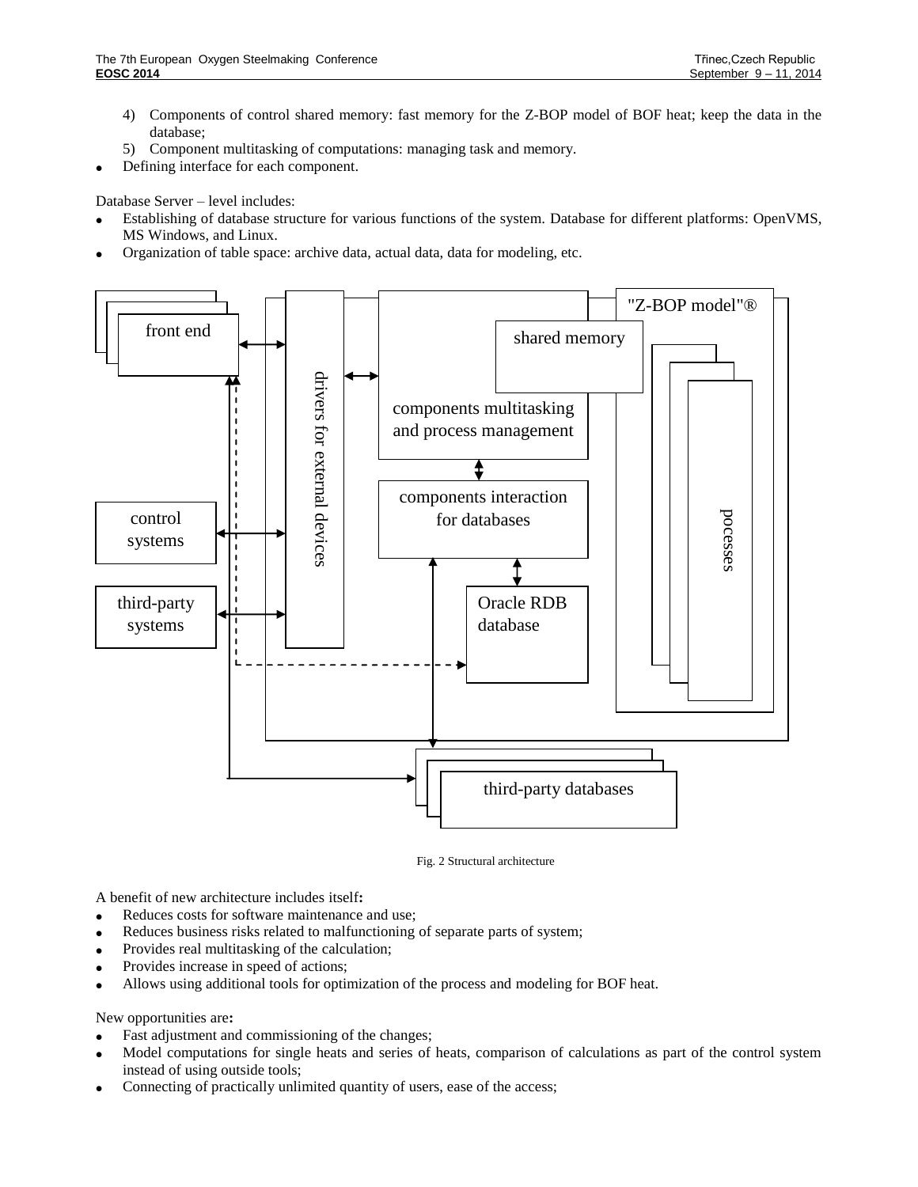4) Components of control shared memory: fast memory for the Z-BOP model of BOF heat; keep the data in the database;
5) Component multitasking of computations: managing task and memory.

- Defining interface for each component.

Database Server – level includes:

- Establishing of database structure for various functions of the system. Database for different platforms: OpenVMS, MS Windows, and Linux.
- Organization of table space: archive data, actual data, data for modeling, etc.

Fig. 2 Structural architecture

A benefit of new architecture includes itself**:**

- Reduces costs for software maintenance and use;
- Reduces business risks related to malfunctioning of separate parts of system;
- Provides real multitasking of the calculation;
- Provides increase in speed of actions;
- Allows using additional tools for optimization of the process and modeling for BOF heat.

New opportunities are**:**

- Fast adjustment and commissioning of the changes;
- Model computations for single heats and series of heats, comparison of calculations as part of the control system instead of using outside tools;
- Connecting of practically unlimited quantity of users, ease of the access;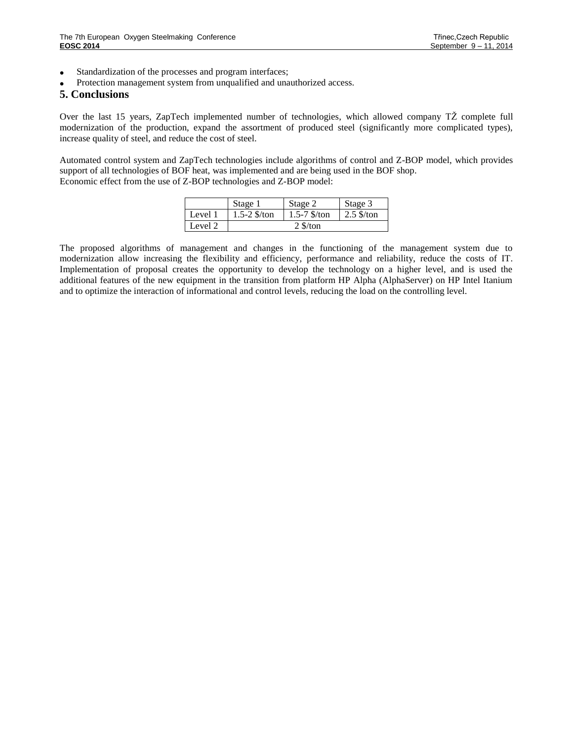- Standardization of the processes and program interfaces;
- Protection management system from unqualified and unauthorized access.

## 5. Conclusions

Over the last 15 years, ZapTech implemented number of technologies, which allowed company TŽ complete full modernization of the production, expand the assortment of produced steel (significantly more complicated types), increase quality of steel, and reduce the cost of steel.

Automated control system and ZapTech technologies include algorithms of control and Z-BOP model, which provides support of all technologies of BOF heat, was implemented and are being used in the BOF shop.
Economic effect from the use of Z-BOP technologies and Z-BOP model:

| | Stage 1 | Stage 2 | Stage 3 |
|---|---|---|---|
| Level 1 | 1.5-2 $/ton | 1.5-7 $/ton | 2.5 $/ton |
| Level 2 | 2 $/ton | | |

The proposed algorithms of management and changes in the functioning of the management system due to modernization allow increasing the flexibility and efficiency, performance and reliability, reduce the costs of IT. Implementation of proposal creates the opportunity to develop the technology on a higher level, and is used the additional features of the new equipment in the transition from platform HP Alpha (AlphaServer) on HP Intel Itanium and to optimize the interaction of informational and control levels, reducing the load on the controlling level.